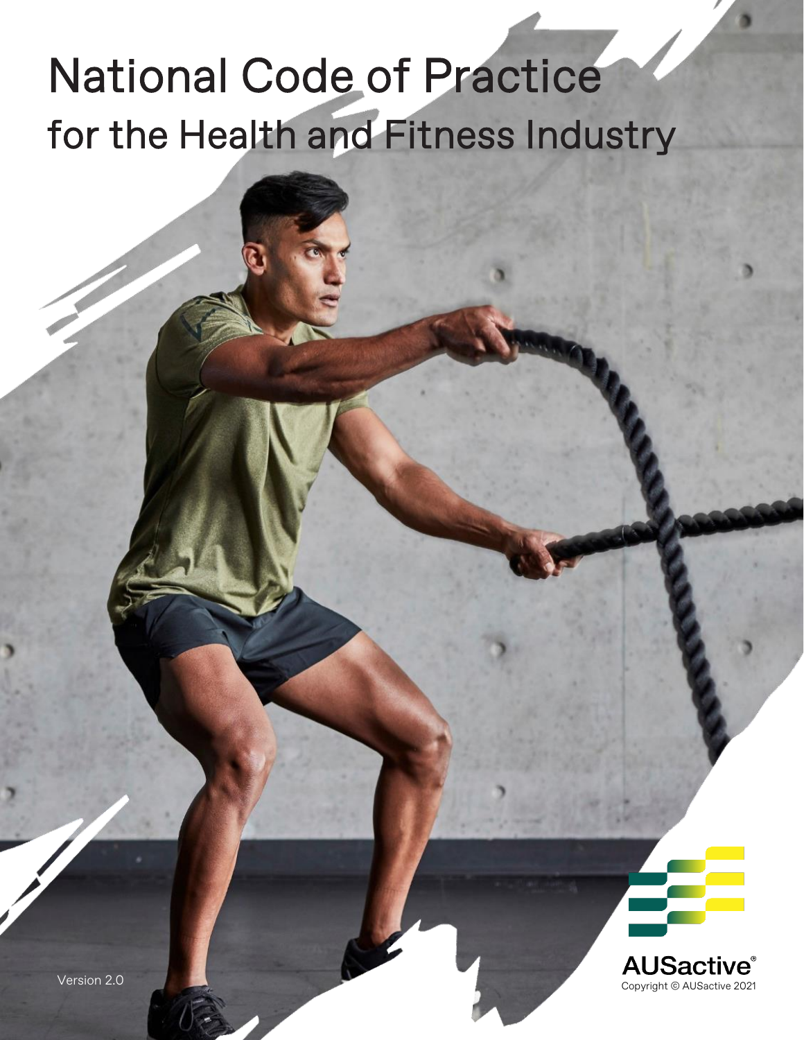# National Code of Practice
## for the Health and Fitness Industry

AUSactive®

Copyright © AUSactive 2021

Version 2.0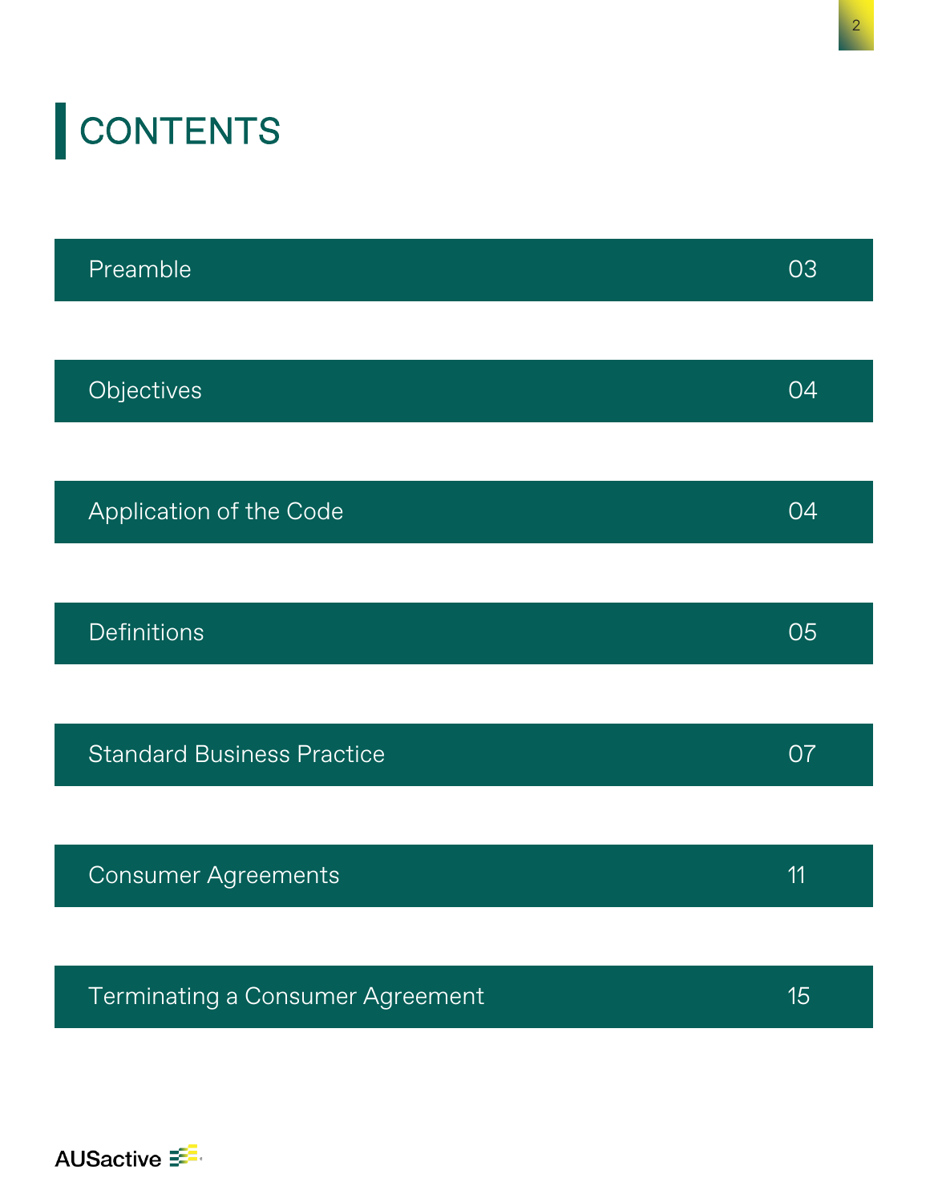# CONTENTS

| | |
|---|---|
| Preamble | 03 |
| Objectives | 04 |
| Application of the Code | 04 |
| Definitions | 05 |
| Standard Business Practice | 07 |
| Consumer Agreements | 11 |
| Terminating a Consumer Agreement | 15 |

AUSactive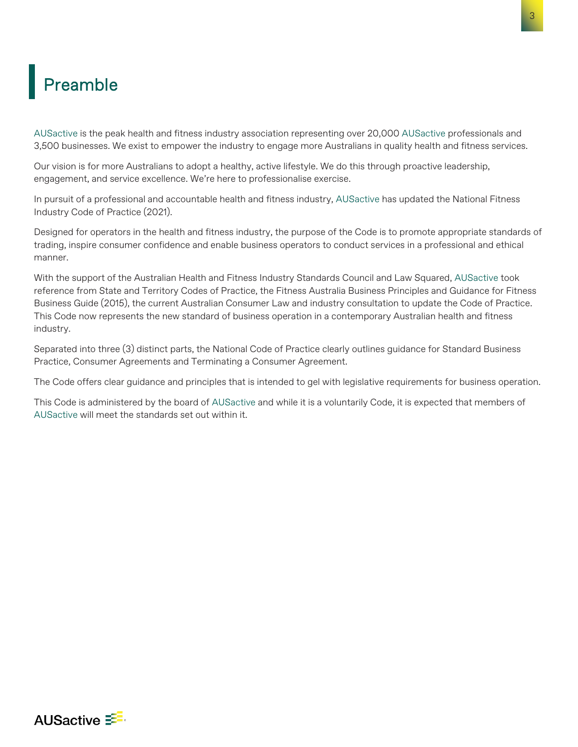# Preamble

AUSactive is the peak health and fitness industry association representing over 20,000 AUSactive professionals and 3,500 businesses. We exist to empower the industry to engage more Australians in quality health and fitness services.

Our vision is for more Australians to adopt a healthy, active lifestyle. We do this through proactive leadership, engagement, and service excellence. We're here to professionalise exercise.

In pursuit of a professional and accountable health and fitness industry, AUSactive has updated the National Fitness Industry Code of Practice (2021).

Designed for operators in the health and fitness industry, the purpose of the Code is to promote appropriate standards of trading, inspire consumer confidence and enable business operators to conduct services in a professional and ethical manner.

With the support of the Australian Health and Fitness Industry Standards Council and Law Squared, AUSactive took reference from State and Territory Codes of Practice, the Fitness Australia Business Principles and Guidance for Fitness Business Guide (2015), the current Australian Consumer Law and industry consultation to update the Code of Practice. This Code now represents the new standard of business operation in a contemporary Australian health and fitness industry.

Separated into three (3) distinct parts, the National Code of Practice clearly outlines guidance for Standard Business Practice, Consumer Agreements and Terminating a Consumer Agreement.

The Code offers clear guidance and principles that is intended to gel with legislative requirements for business operation.

This Code is administered by the board of AUSactive and while it is a voluntarily Code, it is expected that members of AUSactive will meet the standards set out within it.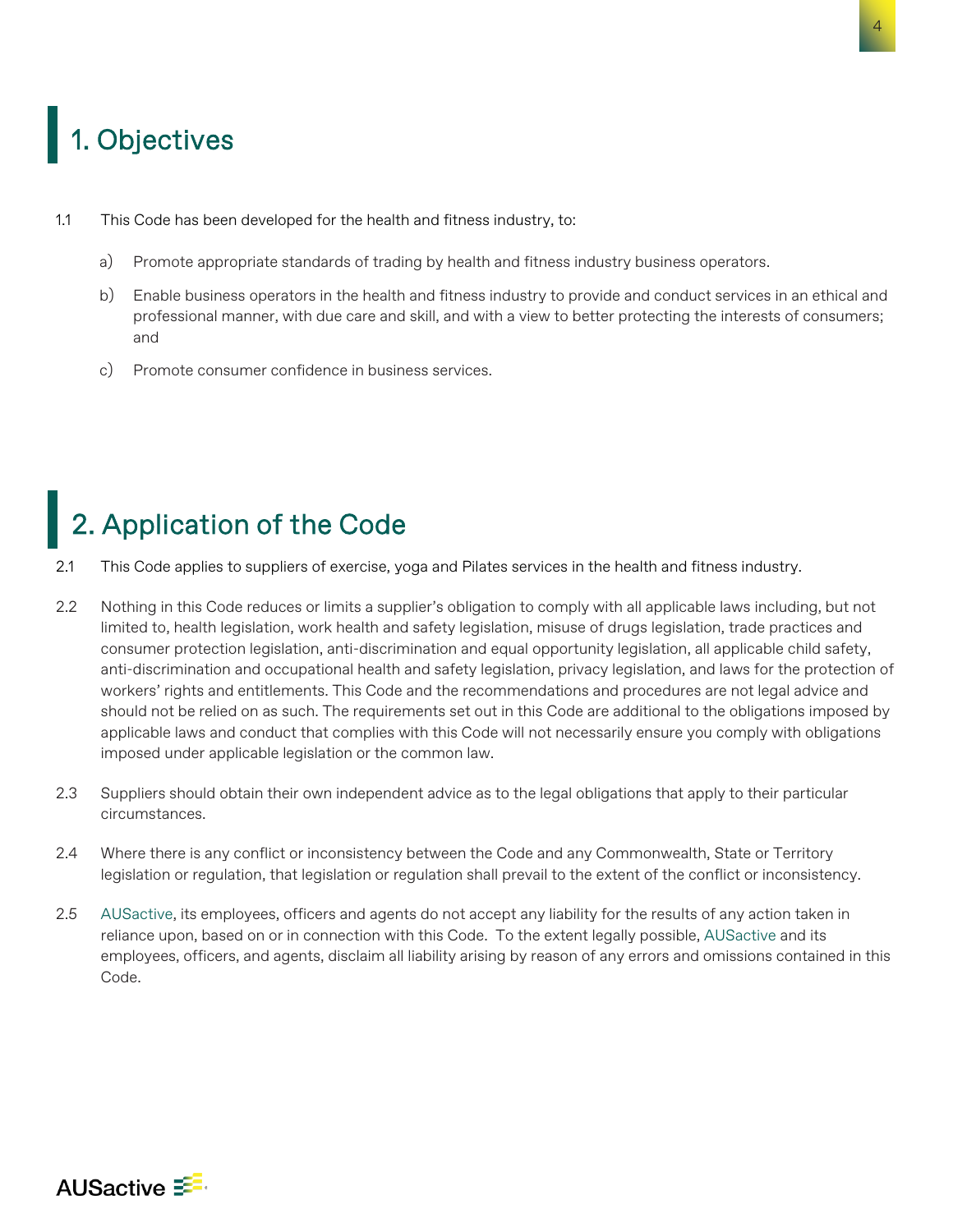# 1. Objectives

1.1 This Code has been developed for the health and fitness industry, to:

a) Promote appropriate standards of trading by health and fitness industry business operators.

b) Enable business operators in the health and fitness industry to provide and conduct services in an ethical and professional manner, with due care and skill, and with a view to better protecting the interests of consumers; and

c) Promote consumer confidence in business services.

# 2. Application of the Code

2.1 This Code applies to suppliers of exercise, yoga and Pilates services in the health and fitness industry.

2.2 Nothing in this Code reduces or limits a supplier's obligation to comply with all applicable laws including, but not limited to, health legislation, work health and safety legislation, misuse of drugs legislation, trade practices and consumer protection legislation, anti-discrimination and equal opportunity legislation, all applicable child safety, anti-discrimination and occupational health and safety legislation, privacy legislation, and laws for the protection of workers' rights and entitlements. This Code and the recommendations and procedures are not legal advice and should not be relied on as such. The requirements set out in this Code are additional to the obligations imposed by applicable laws and conduct that complies with this Code will not necessarily ensure you comply with obligations imposed under applicable legislation or the common law.

2.3 Suppliers should obtain their own independent advice as to the legal obligations that apply to their particular circumstances.

2.4 Where there is any conflict or inconsistency between the Code and any Commonwealth, State or Territory legislation or regulation, that legislation or regulation shall prevail to the extent of the conflict or inconsistency.

2.5 AUSactive, its employees, officers and agents do not accept any liability for the results of any action taken in reliance upon, based on or in connection with this Code. To the extent legally possible, AUSactive and its employees, officers, and agents, disclaim all liability arising by reason of any errors and omissions contained in this Code.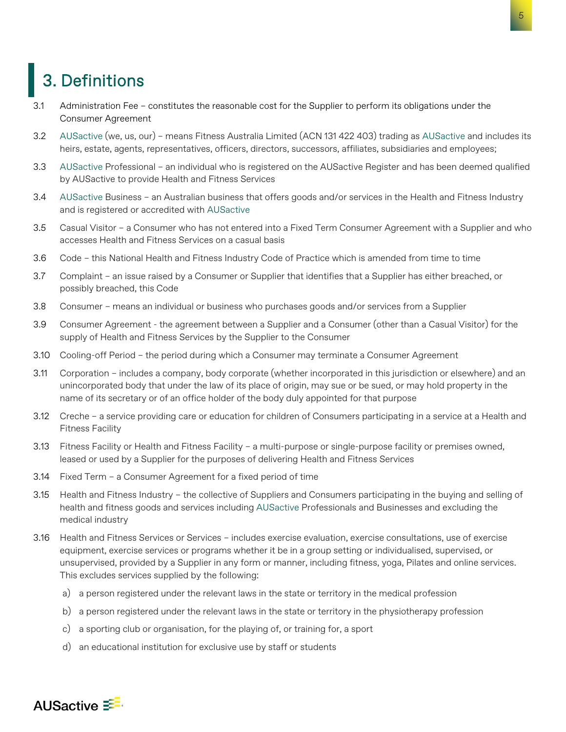# 3. Definitions

3.1 Administration Fee – constitutes the reasonable cost for the Supplier to perform its obligations under the Consumer Agreement

3.2 AUSactive (we, us, our) – means Fitness Australia Limited (ACN 131 422 403) trading as AUSactive and includes its heirs, estate, agents, representatives, officers, directors, successors, affiliates, subsidiaries and employees;

3.3 AUSactive Professional – an individual who is registered on the AUSactive Register and has been deemed qualified by AUSactive to provide Health and Fitness Services

3.4 AUSactive Business – an Australian business that offers goods and/or services in the Health and Fitness Industry and is registered or accredited with AUSactive

3.5 Casual Visitor – a Consumer who has not entered into a Fixed Term Consumer Agreement with a Supplier and who accesses Health and Fitness Services on a casual basis

3.6 Code – this National Health and Fitness Industry Code of Practice which is amended from time to time

3.7 Complaint – an issue raised by a Consumer or Supplier that identifies that a Supplier has either breached, or possibly breached, this Code

3.8 Consumer – means an individual or business who purchases goods and/or services from a Supplier

3.9 Consumer Agreement - the agreement between a Supplier and a Consumer (other than a Casual Visitor) for the supply of Health and Fitness Services by the Supplier to the Consumer

3.10 Cooling-off Period – the period during which a Consumer may terminate a Consumer Agreement

3.11 Corporation – includes a company, body corporate (whether incorporated in this jurisdiction or elsewhere) and an unincorporated body that under the law of its place of origin, may sue or be sued, or may hold property in the name of its secretary or of an office holder of the body duly appointed for that purpose

3.12 Creche – a service providing care or education for children of Consumers participating in a service at a Health and Fitness Facility

3.13 Fitness Facility or Health and Fitness Facility – a multi-purpose or single-purpose facility or premises owned, leased or used by a Supplier for the purposes of delivering Health and Fitness Services

3.14 Fixed Term – a Consumer Agreement for a fixed period of time

3.15 Health and Fitness Industry – the collective of Suppliers and Consumers participating in the buying and selling of health and fitness goods and services including AUSactive Professionals and Businesses and excluding the medical industry

3.16 Health and Fitness Services or Services – includes exercise evaluation, exercise consultations, use of exercise equipment, exercise services or programs whether it be in a group setting or individualised, supervised, or unsupervised, provided by a Supplier in any form or manner, including fitness, yoga, Pilates and online services. This excludes services supplied by the following:

a) a person registered under the relevant laws in the state or territory in the medical profession

b) a person registered under the relevant laws in the state or territory in the physiotherapy profession

c) a sporting club or organisation, for the playing of, or training for, a sport

d) an educational institution for exclusive use by staff or students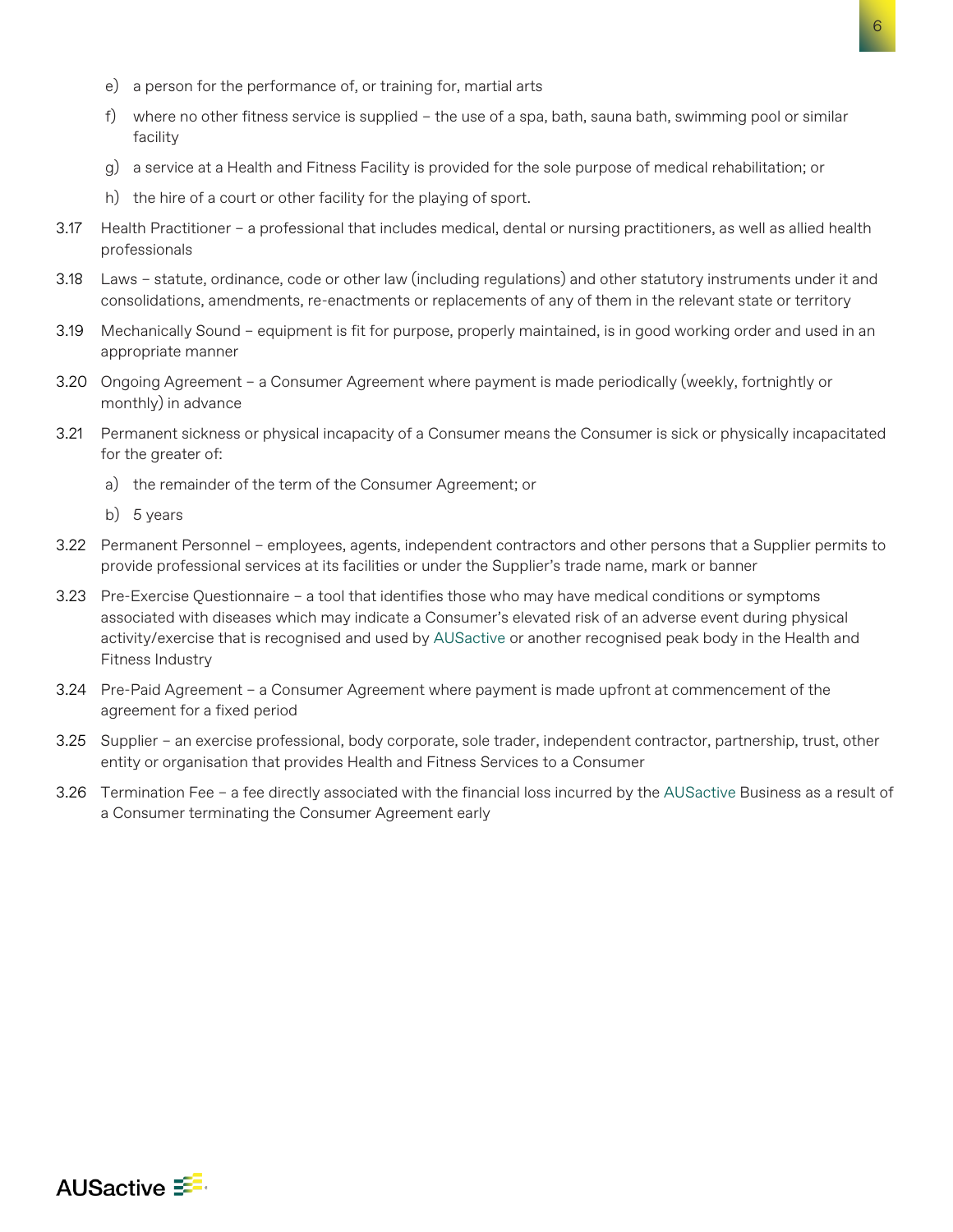e) a person for the performance of, or training for, martial arts

f) where no other fitness service is supplied – the use of a spa, bath, sauna bath, swimming pool or similar facility

g) a service at a Health and Fitness Facility is provided for the sole purpose of medical rehabilitation; or

h) the hire of a court or other facility for the playing of sport.

3.17 Health Practitioner – a professional that includes medical, dental or nursing practitioners, as well as allied health professionals

3.18 Laws – statute, ordinance, code or other law (including regulations) and other statutory instruments under it and consolidations, amendments, re-enactments or replacements of any of them in the relevant state or territory

3.19 Mechanically Sound – equipment is fit for purpose, properly maintained, is in good working order and used in an appropriate manner

3.20 Ongoing Agreement – a Consumer Agreement where payment is made periodically (weekly, fortnightly or monthly) in advance

3.21 Permanent sickness or physical incapacity of a Consumer means the Consumer is sick or physically incapacitated for the greater of:

a) the remainder of the term of the Consumer Agreement; or

b) 5 years

3.22 Permanent Personnel – employees, agents, independent contractors and other persons that a Supplier permits to provide professional services at its facilities or under the Supplier's trade name, mark or banner

3.23 Pre-Exercise Questionnaire – a tool that identifies those who may have medical conditions or symptoms associated with diseases which may indicate a Consumer's elevated risk of an adverse event during physical activity/exercise that is recognised and used by AUSactive or another recognised peak body in the Health and Fitness Industry

3.24 Pre-Paid Agreement – a Consumer Agreement where payment is made upfront at commencement of the agreement for a fixed period

3.25 Supplier – an exercise professional, body corporate, sole trader, independent contractor, partnership, trust, other entity or organisation that provides Health and Fitness Services to a Consumer

3.26 Termination Fee – a fee directly associated with the financial loss incurred by the AUSactive Business as a result of a Consumer terminating the Consumer Agreement early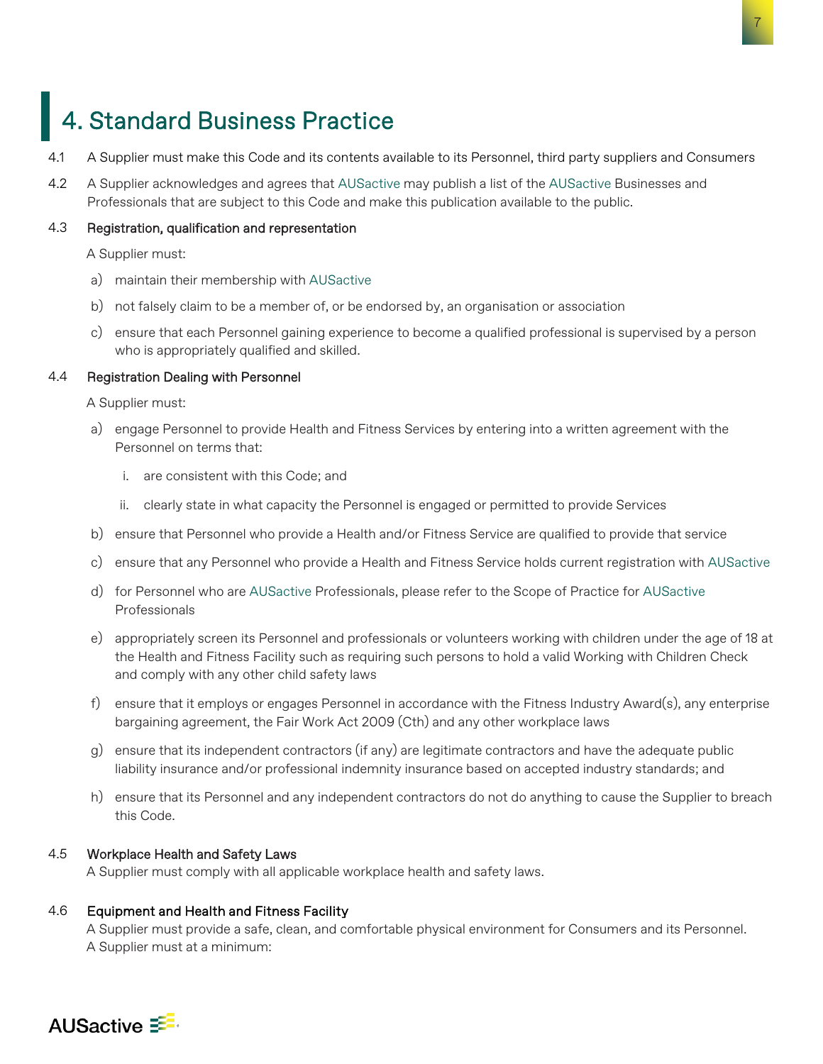# 4. Standard Business Practice

4.1 A Supplier must make this Code and its contents available to its Personnel, third party suppliers and Consumers

4.2 A Supplier acknowledges and agrees that AUSactive may publish a list of the AUSactive Businesses and Professionals that are subject to this Code and make this publication available to the public.

4.3 **Registration, qualification and representation**

A Supplier must:

a) maintain their membership with AUSactive

b) not falsely claim to be a member of, or be endorsed by, an organisation or association

c) ensure that each Personnel gaining experience to become a qualified professional is supervised by a person who is appropriately qualified and skilled.

4.4 **Registration Dealing with Personnel**

A Supplier must:

a) engage Personnel to provide Health and Fitness Services by entering into a written agreement with the Personnel on terms that:

   i. are consistent with this Code; and

   ii. clearly state in what capacity the Personnel is engaged or permitted to provide Services

b) ensure that Personnel who provide a Health and/or Fitness Service are qualified to provide that service

c) ensure that any Personnel who provide a Health and Fitness Service holds current registration with AUSactive

d) for Personnel who are AUSactive Professionals, please refer to the Scope of Practice for AUSactive Professionals

e) appropriately screen its Personnel and professionals or volunteers working with children under the age of 18 at the Health and Fitness Facility such as requiring such persons to hold a valid Working with Children Check and comply with any other child safety laws

f) ensure that it employs or engages Personnel in accordance with the Fitness Industry Award(s), any enterprise bargaining agreement, the Fair Work Act 2009 (Cth) and any other workplace laws

g) ensure that its independent contractors (if any) are legitimate contractors and have the adequate public liability insurance and/or professional indemnity insurance based on accepted industry standards; and

h) ensure that its Personnel and any independent contractors do not do anything to cause the Supplier to breach this Code.

4.5 **Workplace Health and Safety Laws**

A Supplier must comply with all applicable workplace health and safety laws.

4.6 **Equipment and Health and Fitness Facility**

A Supplier must provide a safe, clean, and comfortable physical environment for Consumers and its Personnel. A Supplier must at a minimum: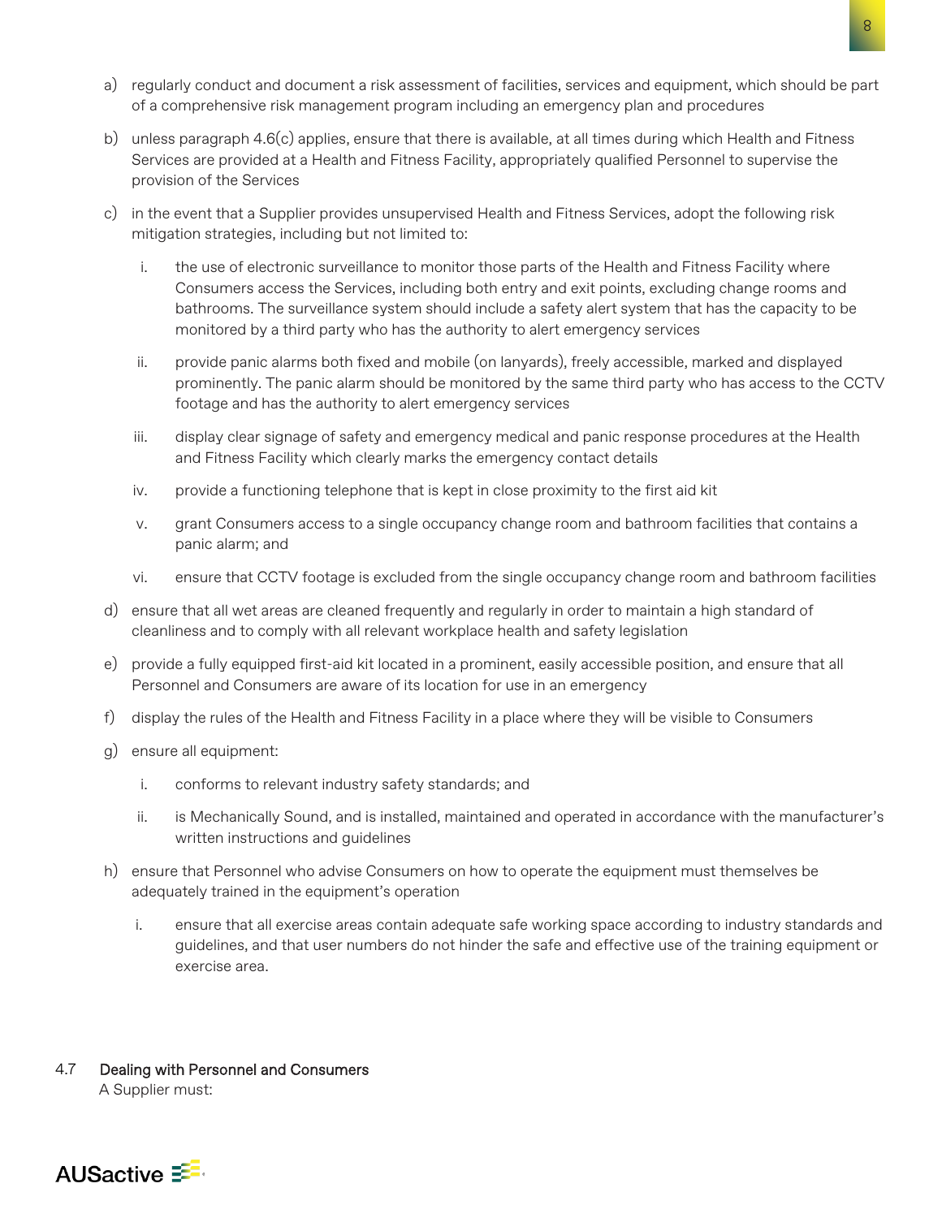a) regularly conduct and document a risk assessment of facilities, services and equipment, which should be part of a comprehensive risk management program including an emergency plan and procedures

b) unless paragraph 4.6(c) applies, ensure that there is available, at all times during which Health and Fitness Services are provided at a Health and Fitness Facility, appropriately qualified Personnel to supervise the provision of the Services

c) in the event that a Supplier provides unsupervised Health and Fitness Services, adopt the following risk mitigation strategies, including but not limited to:

   i. the use of electronic surveillance to monitor those parts of the Health and Fitness Facility where Consumers access the Services, including both entry and exit points, excluding change rooms and bathrooms. The surveillance system should include a safety alert system that has the capacity to be monitored by a third party who has the authority to alert emergency services

   ii. provide panic alarms both fixed and mobile (on lanyards), freely accessible, marked and displayed prominently. The panic alarm should be monitored by the same third party who has access to the CCTV footage and has the authority to alert emergency services

   iii. display clear signage of safety and emergency medical and panic response procedures at the Health and Fitness Facility which clearly marks the emergency contact details

   iv. provide a functioning telephone that is kept in close proximity to the first aid kit

   v. grant Consumers access to a single occupancy change room and bathroom facilities that contains a panic alarm; and

   vi. ensure that CCTV footage is excluded from the single occupancy change room and bathroom facilities

d) ensure that all wet areas are cleaned frequently and regularly in order to maintain a high standard of cleanliness and to comply with all relevant workplace health and safety legislation

e) provide a fully equipped first-aid kit located in a prominent, easily accessible position, and ensure that all Personnel and Consumers are aware of its location for use in an emergency

f) display the rules of the Health and Fitness Facility in a place where they will be visible to Consumers

g) ensure all equipment:

   i. conforms to relevant industry safety standards; and

   ii. is Mechanically Sound, and is installed, maintained and operated in accordance with the manufacturer's written instructions and guidelines

h) ensure that Personnel who advise Consumers on how to operate the equipment must themselves be adequately trained in the equipment's operation

   i. ensure that all exercise areas contain adequate safe working space according to industry standards and guidelines, and that user numbers do not hinder the safe and effective use of the training equipment or exercise area.

### 4.7 Dealing with Personnel and Consumers

A Supplier must: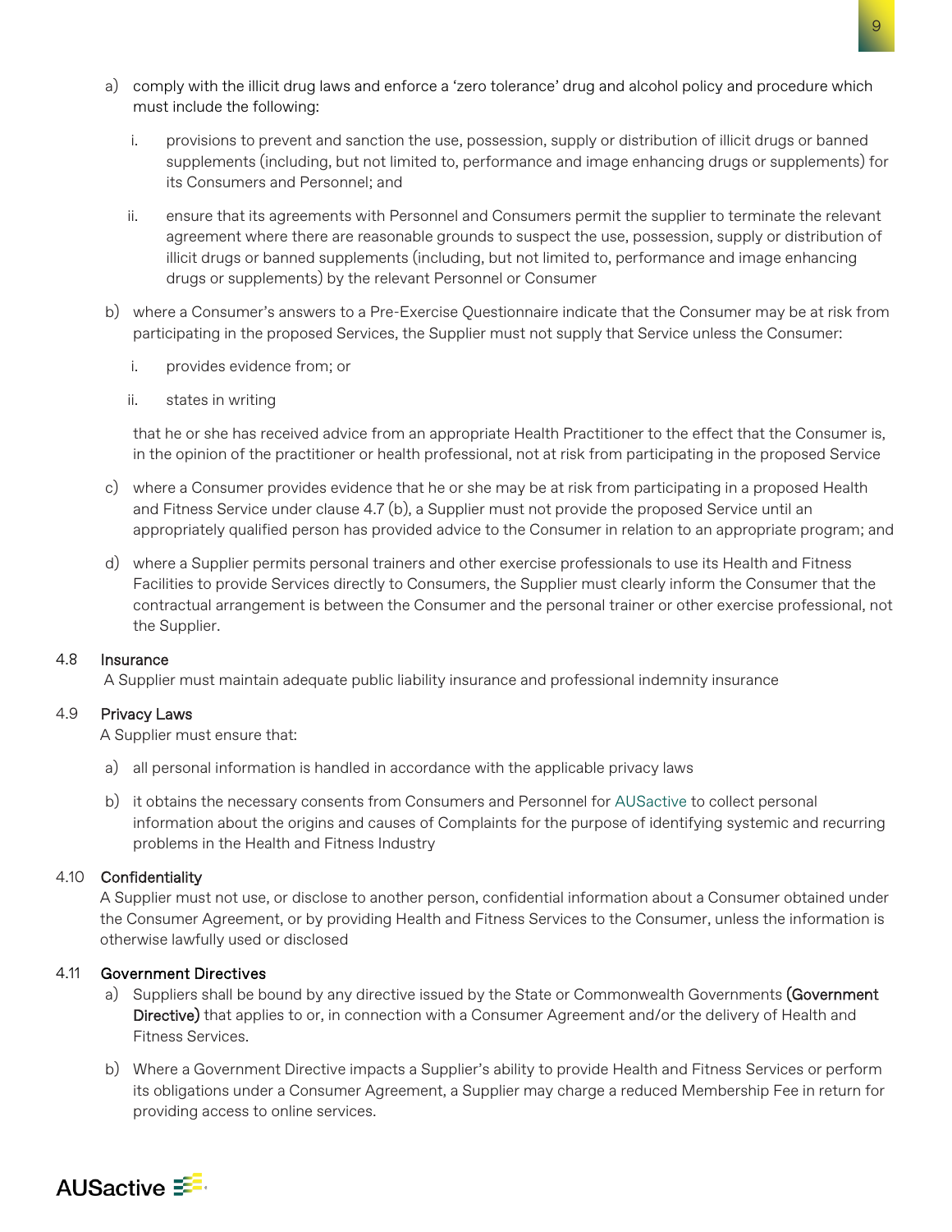a) comply with the illicit drug laws and enforce a 'zero tolerance' drug and alcohol policy and procedure which must include the following:

   i. provisions to prevent and sanction the use, possession, supply or distribution of illicit drugs or banned supplements (including, but not limited to, performance and image enhancing drugs or supplements) for its Consumers and Personnel; and

   ii. ensure that its agreements with Personnel and Consumers permit the supplier to terminate the relevant agreement where there are reasonable grounds to suspect the use, possession, supply or distribution of illicit drugs or banned supplements (including, but not limited to, performance and image enhancing drugs or supplements) by the relevant Personnel or Consumer

b) where a Consumer's answers to a Pre-Exercise Questionnaire indicate that the Consumer may be at risk from participating in the proposed Services, the Supplier must not supply that Service unless the Consumer:

   i. provides evidence from; or

   ii. states in writing

   that he or she has received advice from an appropriate Health Practitioner to the effect that the Consumer is, in the opinion of the practitioner or health professional, not at risk from participating in the proposed Service

c) where a Consumer provides evidence that he or she may be at risk from participating in a proposed Health and Fitness Service under clause 4.7 (b), a Supplier must not provide the proposed Service until an appropriately qualified person has provided advice to the Consumer in relation to an appropriate program; and

d) where a Supplier permits personal trainers and other exercise professionals to use its Health and Fitness Facilities to provide Services directly to Consumers, the Supplier must clearly inform the Consumer that the contractual arrangement is between the Consumer and the personal trainer or other exercise professional, not the Supplier.

### 4.8 Insurance

A Supplier must maintain adequate public liability insurance and professional indemnity insurance

### 4.9 Privacy Laws

A Supplier must ensure that:

a) all personal information is handled in accordance with the applicable privacy laws

b) it obtains the necessary consents from Consumers and Personnel for AUSactive to collect personal information about the origins and causes of Complaints for the purpose of identifying systemic and recurring problems in the Health and Fitness Industry

### 4.10 Confidentiality

A Supplier must not use, or disclose to another person, confidential information about a Consumer obtained under the Consumer Agreement, or by providing Health and Fitness Services to the Consumer, unless the information is otherwise lawfully used or disclosed

### 4.11 Government Directives

a) Suppliers shall be bound by any directive issued by the State or Commonwealth Governments **(Government Directive)** that applies to or, in connection with a Consumer Agreement and/or the delivery of Health and Fitness Services.

b) Where a Government Directive impacts a Supplier's ability to provide Health and Fitness Services or perform its obligations under a Consumer Agreement, a Supplier may charge a reduced Membership Fee in return for providing access to online services.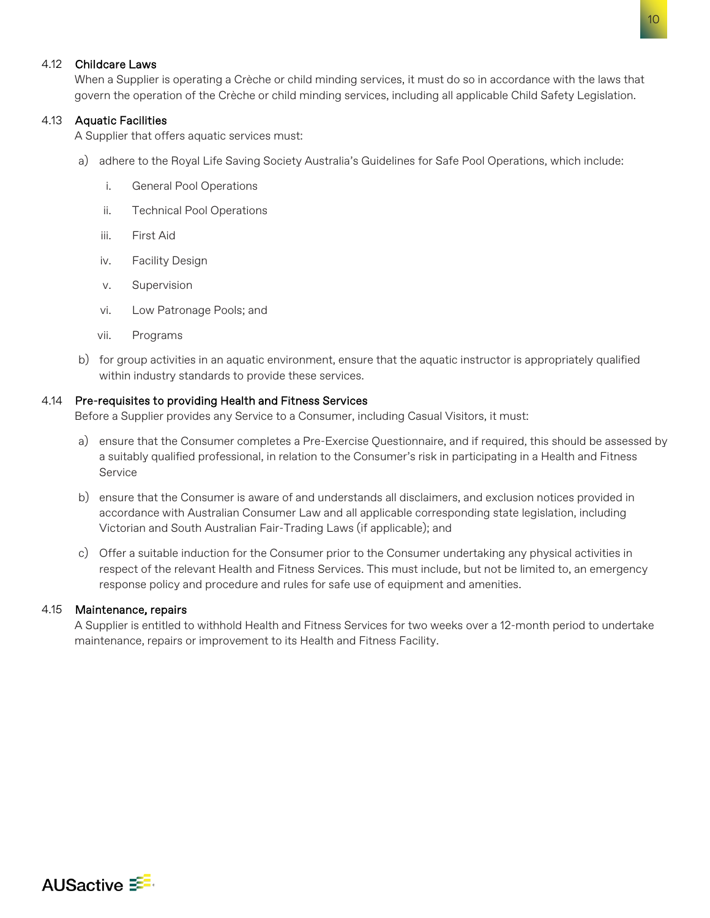### 4.12 Childcare Laws

When a Supplier is operating a Crèche or child minding services, it must do so in accordance with the laws that govern the operation of the Crèche or child minding services, including all applicable Child Safety Legislation.

### 4.13 Aquatic Facilities

A Supplier that offers aquatic services must:

a) adhere to the Royal Life Saving Society Australia's Guidelines for Safe Pool Operations, which include:

   i. General Pool Operations

   ii. Technical Pool Operations

   iii. First Aid

   iv. Facility Design

   v. Supervision

   vi. Low Patronage Pools; and

   vii. Programs

b) for group activities in an aquatic environment, ensure that the aquatic instructor is appropriately qualified within industry standards to provide these services.

### 4.14 Pre-requisites to providing Health and Fitness Services

Before a Supplier provides any Service to a Consumer, including Casual Visitors, it must:

a) ensure that the Consumer completes a Pre-Exercise Questionnaire, and if required, this should be assessed by a suitably qualified professional, in relation to the Consumer's risk in participating in a Health and Fitness Service

b) ensure that the Consumer is aware of and understands all disclaimers, and exclusion notices provided in accordance with Australian Consumer Law and all applicable corresponding state legislation, including Victorian and South Australian Fair-Trading Laws (if applicable); and

c) Offer a suitable induction for the Consumer prior to the Consumer undertaking any physical activities in respect of the relevant Health and Fitness Services. This must include, but not be limited to, an emergency response policy and procedure and rules for safe use of equipment and amenities.

### 4.15 Maintenance, repairs

A Supplier is entitled to withhold Health and Fitness Services for two weeks over a 12-month period to undertake maintenance, repairs or improvement to its Health and Fitness Facility.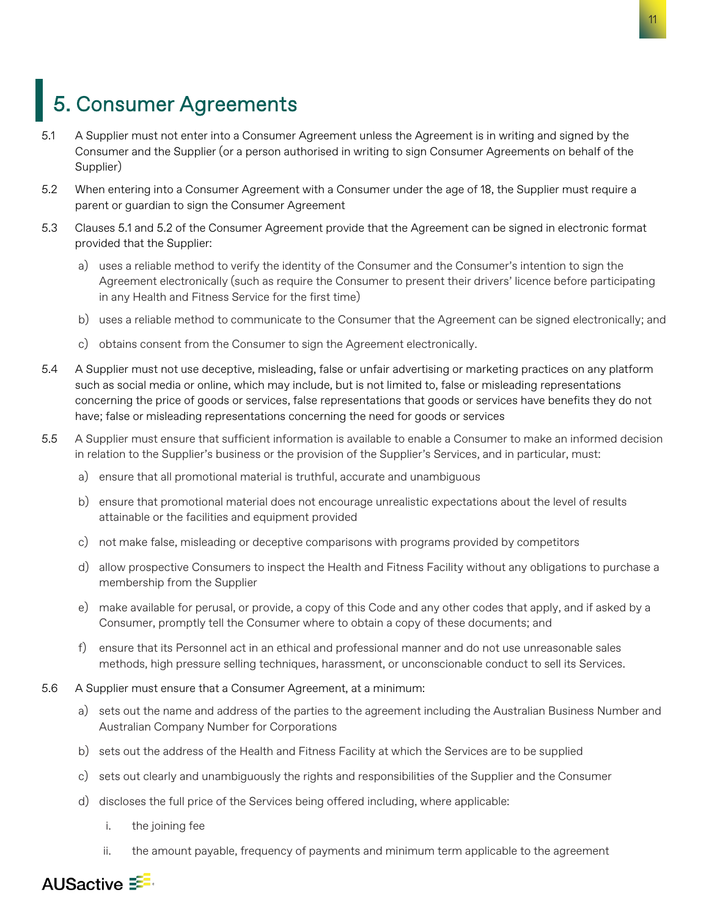# 5. Consumer Agreements

5.1 A Supplier must not enter into a Consumer Agreement unless the Agreement is in writing and signed by the Consumer and the Supplier (or a person authorised in writing to sign Consumer Agreements on behalf of the Supplier)

5.2 When entering into a Consumer Agreement with a Consumer under the age of 18, the Supplier must require a parent or guardian to sign the Consumer Agreement

5.3 Clauses 5.1 and 5.2 of the Consumer Agreement provide that the Agreement can be signed in electronic format provided that the Supplier:

- a) uses a reliable method to verify the identity of the Consumer and the Consumer's intention to sign the Agreement electronically (such as require the Consumer to present their drivers' licence before participating in any Health and Fitness Service for the first time)
- b) uses a reliable method to communicate to the Consumer that the Agreement can be signed electronically; and
- c) obtains consent from the Consumer to sign the Agreement electronically.

5.4 A Supplier must not use deceptive, misleading, false or unfair advertising or marketing practices on any platform such as social media or online, which may include, but is not limited to, false or misleading representations concerning the price of goods or services, false representations that goods or services have benefits they do not have; false or misleading representations concerning the need for goods or services

5.5 A Supplier must ensure that sufficient information is available to enable a Consumer to make an informed decision in relation to the Supplier's business or the provision of the Supplier's Services, and in particular, must:

- a) ensure that all promotional material is truthful, accurate and unambiguous
- b) ensure that promotional material does not encourage unrealistic expectations about the level of results attainable or the facilities and equipment provided
- c) not make false, misleading or deceptive comparisons with programs provided by competitors
- d) allow prospective Consumers to inspect the Health and Fitness Facility without any obligations to purchase a membership from the Supplier
- e) make available for perusal, or provide, a copy of this Code and any other codes that apply, and if asked by a Consumer, promptly tell the Consumer where to obtain a copy of these documents; and
- f) ensure that its Personnel act in an ethical and professional manner and do not use unreasonable sales methods, high pressure selling techniques, harassment, or unconscionable conduct to sell its Services.

5.6 A Supplier must ensure that a Consumer Agreement, at a minimum:

- a) sets out the name and address of the parties to the agreement including the Australian Business Number and Australian Company Number for Corporations
- b) sets out the address of the Health and Fitness Facility at which the Services are to be supplied
- c) sets out clearly and unambiguously the rights and responsibilities of the Supplier and the Consumer
- d) discloses the full price of the Services being offered including, where applicable:
  - i. the joining fee
  - ii. the amount payable, frequency of payments and minimum term applicable to the agreement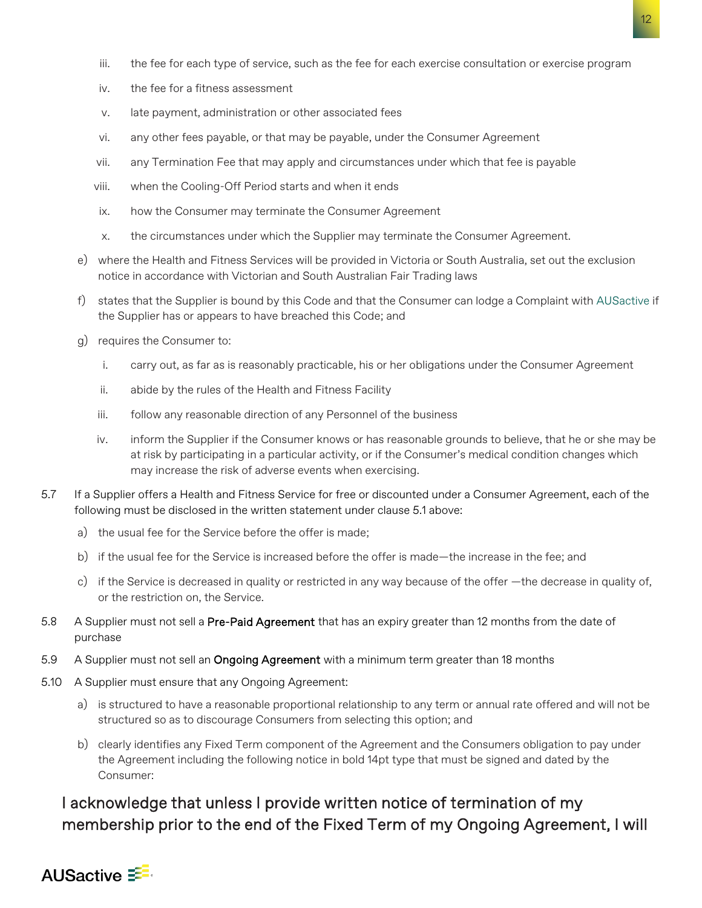iii. the fee for each type of service, such as the fee for each exercise consultation or exercise program

iv. the fee for a fitness assessment

v. late payment, administration or other associated fees

vi. any other fees payable, or that may be payable, under the Consumer Agreement

vii. any Termination Fee that may apply and circumstances under which that fee is payable

viii. when the Cooling-Off Period starts and when it ends

ix. how the Consumer may terminate the Consumer Agreement

x. the circumstances under which the Supplier may terminate the Consumer Agreement.

e) where the Health and Fitness Services will be provided in Victoria or South Australia, set out the exclusion notice in accordance with Victorian and South Australian Fair Trading laws

f) states that the Supplier is bound by this Code and that the Consumer can lodge a Complaint with AUSactive if the Supplier has or appears to have breached this Code; and

g) requires the Consumer to:

i. carry out, as far as is reasonably practicable, his or her obligations under the Consumer Agreement

ii. abide by the rules of the Health and Fitness Facility

iii. follow any reasonable direction of any Personnel of the business

iv. inform the Supplier if the Consumer knows or has reasonable grounds to believe, that he or she may be at risk by participating in a particular activity, or if the Consumer's medical condition changes which may increase the risk of adverse events when exercising.

5.7 If a Supplier offers a Health and Fitness Service for free or discounted under a Consumer Agreement, each of the following must be disclosed in the written statement under clause 5.1 above:

a) the usual fee for the Service before the offer is made;

b) if the usual fee for the Service is increased before the offer is made—the increase in the fee; and

c) if the Service is decreased in quality or restricted in any way because of the offer —the decrease in quality of, or the restriction on, the Service.

5.8 A Supplier must not sell a **Pre-Paid Agreement** that has an expiry greater than 12 months from the date of purchase

5.9 A Supplier must not sell an **Ongoing Agreement** with a minimum term greater than 18 months

5.10 A Supplier must ensure that any Ongoing Agreement:

a) is structured to have a reasonable proportional relationship to any term or annual rate offered and will not be structured so as to discourage Consumers from selecting this option; and

b) clearly identifies any Fixed Term component of the Agreement and the Consumers obligation to pay under the Agreement including the following notice in bold 14pt type that must be signed and dated by the Consumer:

I acknowledge that unless I provide written notice of termination of my membership prior to the end of the Fixed Term of my Ongoing Agreement, I will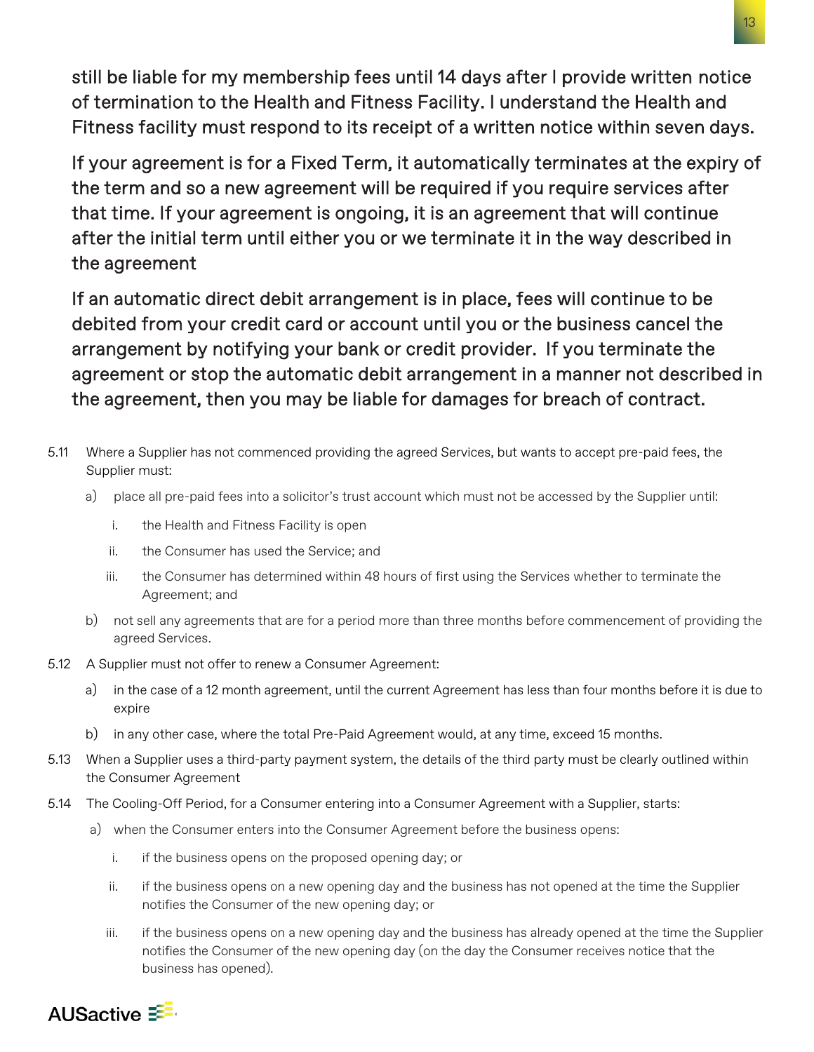still be liable for my membership fees until 14 days after I provide written notice of termination to the Health and Fitness Facility. I understand the Health and Fitness facility must respond to its receipt of a written notice within seven days.

If your agreement is for a Fixed Term, it automatically terminates at the expiry of the term and so a new agreement will be required if you require services after that time. If your agreement is ongoing, it is an agreement that will continue after the initial term until either you or we terminate it in the way described in the agreement

If an automatic direct debit arrangement is in place, fees will continue to be debited from your credit card or account until you or the business cancel the arrangement by notifying your bank or credit provider. If you terminate the agreement or stop the automatic debit arrangement in a manner not described in the agreement, then you may be liable for damages for breach of contract.

5.11 Where a Supplier has not commenced providing the agreed Services, but wants to accept pre-paid fees, the Supplier must:

  a) place all pre-paid fees into a solicitor's trust account which must not be accessed by the Supplier until:

     i. the Health and Fitness Facility is open

     ii. the Consumer has used the Service; and

     iii. the Consumer has determined within 48 hours of first using the Services whether to terminate the Agreement; and

  b) not sell any agreements that are for a period more than three months before commencement of providing the agreed Services.

5.12 A Supplier must not offer to renew a Consumer Agreement:

  a) in the case of a 12 month agreement, until the current Agreement has less than four months before it is due to expire

  b) in any other case, where the total Pre-Paid Agreement would, at any time, exceed 15 months.

5.13 When a Supplier uses a third-party payment system, the details of the third party must be clearly outlined within the Consumer Agreement

5.14 The Cooling-Off Period, for a Consumer entering into a Consumer Agreement with a Supplier, starts:

  a) when the Consumer enters into the Consumer Agreement before the business opens:

     i. if the business opens on the proposed opening day; or

     ii. if the business opens on a new opening day and the business has not opened at the time the Supplier notifies the Consumer of the new opening day; or

     iii. if the business opens on a new opening day and the business has already opened at the time the Supplier notifies the Consumer of the new opening day (on the day the Consumer receives notice that the business has opened).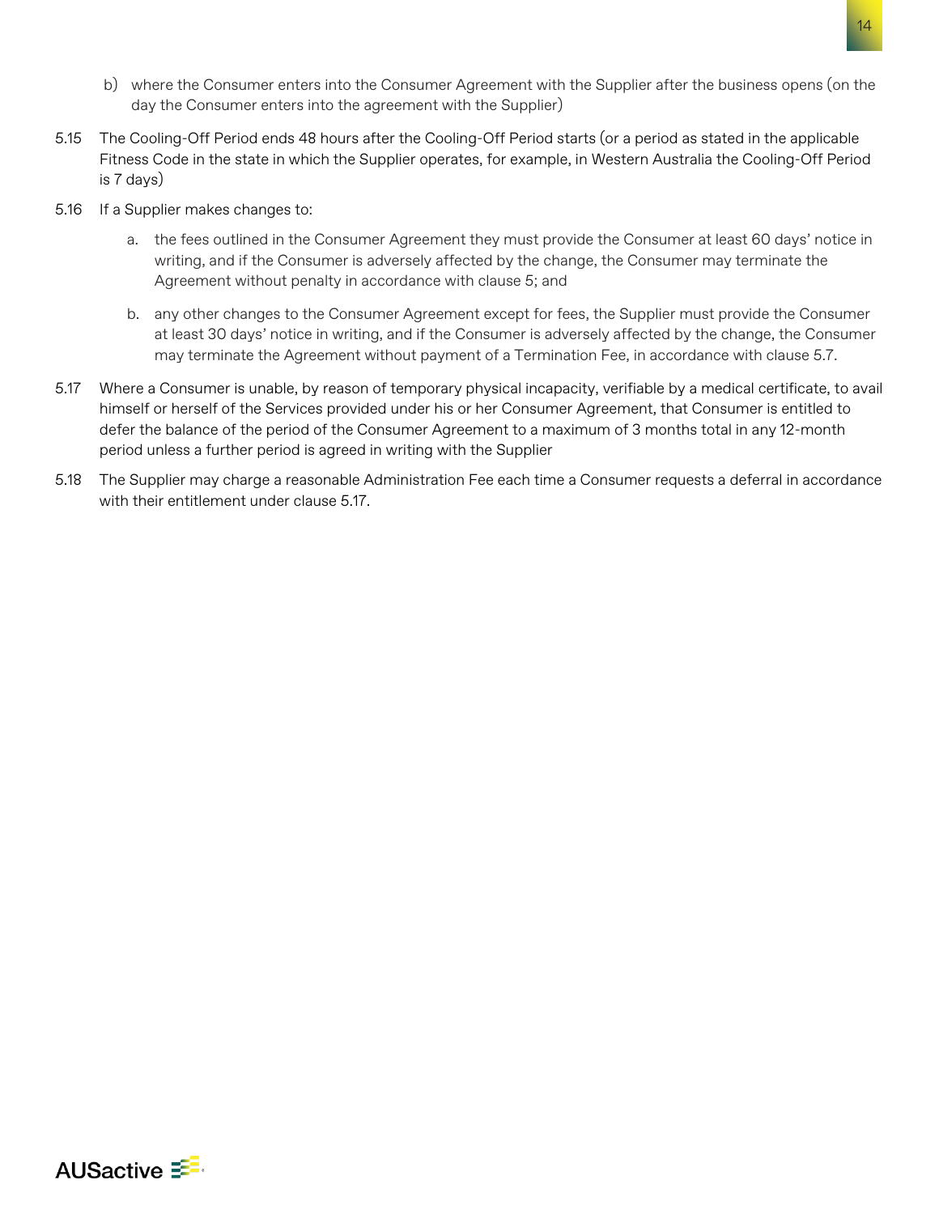b) where the Consumer enters into the Consumer Agreement with the Supplier after the business opens (on the day the Consumer enters into the agreement with the Supplier)

5.15 The Cooling-Off Period ends 48 hours after the Cooling-Off Period starts (or a period as stated in the applicable Fitness Code in the state in which the Supplier operates, for example, in Western Australia the Cooling-Off Period is 7 days)

5.16 If a Supplier makes changes to:

a. the fees outlined in the Consumer Agreement they must provide the Consumer at least 60 days' notice in writing, and if the Consumer is adversely affected by the change, the Consumer may terminate the Agreement without penalty in accordance with clause 5; and

b. any other changes to the Consumer Agreement except for fees, the Supplier must provide the Consumer at least 30 days' notice in writing, and if the Consumer is adversely affected by the change, the Consumer may terminate the Agreement without payment of a Termination Fee, in accordance with clause 5.7.

5.17 Where a Consumer is unable, by reason of temporary physical incapacity, verifiable by a medical certificate, to avail himself or herself of the Services provided under his or her Consumer Agreement, that Consumer is entitled to defer the balance of the period of the Consumer Agreement to a maximum of 3 months total in any 12-month period unless a further period is agreed in writing with the Supplier

5.18 The Supplier may charge a reasonable Administration Fee each time a Consumer requests a deferral in accordance with their entitlement under clause 5.17.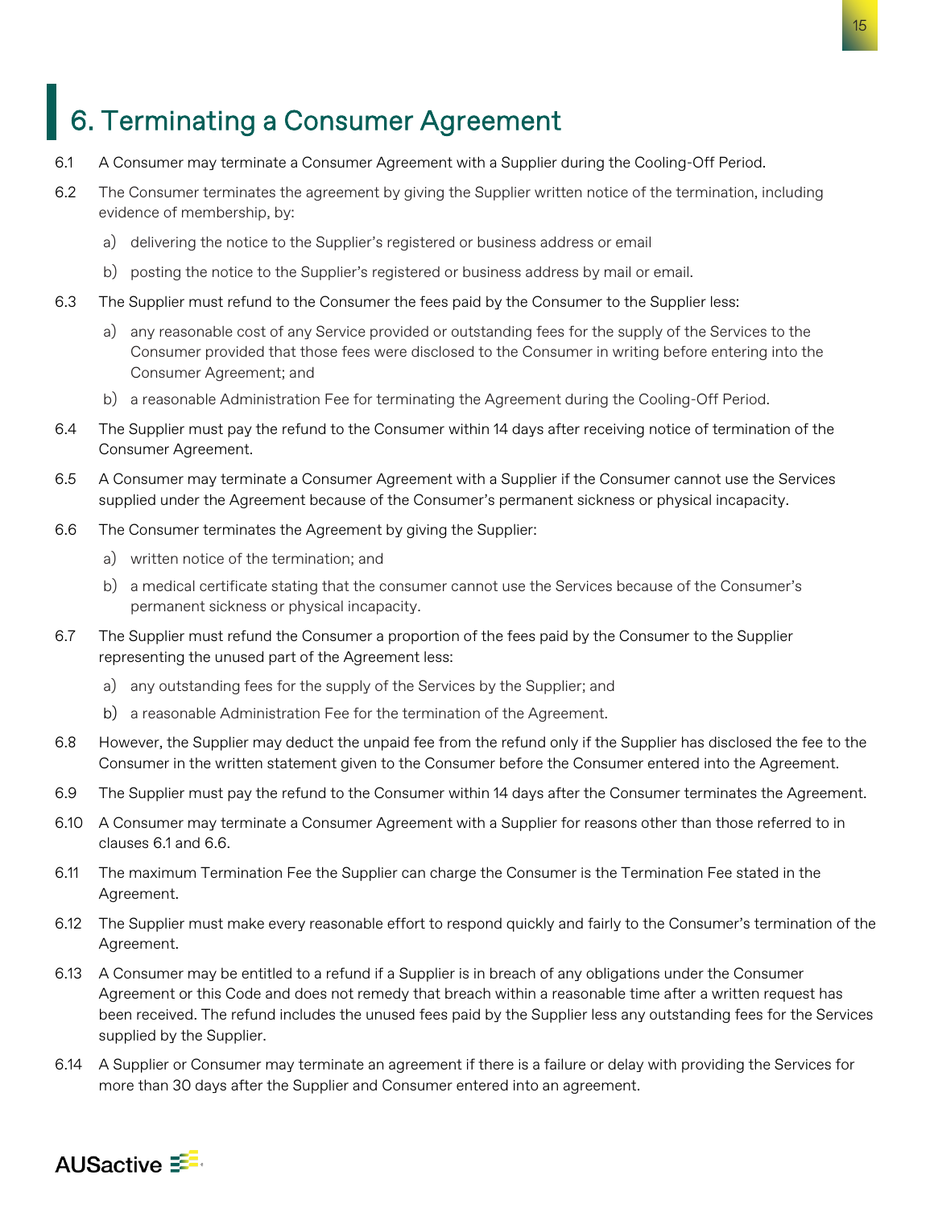# 6. Terminating a Consumer Agreement

6.1 A Consumer may terminate a Consumer Agreement with a Supplier during the Cooling-Off Period.

6.2 The Consumer terminates the agreement by giving the Supplier written notice of the termination, including evidence of membership, by:

a) delivering the notice to the Supplier's registered or business address or email

b) posting the notice to the Supplier's registered or business address by mail or email.

6.3 The Supplier must refund to the Consumer the fees paid by the Consumer to the Supplier less:

a) any reasonable cost of any Service provided or outstanding fees for the supply of the Services to the Consumer provided that those fees were disclosed to the Consumer in writing before entering into the Consumer Agreement; and

b) a reasonable Administration Fee for terminating the Agreement during the Cooling-Off Period.

6.4 The Supplier must pay the refund to the Consumer within 14 days after receiving notice of termination of the Consumer Agreement.

6.5 A Consumer may terminate a Consumer Agreement with a Supplier if the Consumer cannot use the Services supplied under the Agreement because of the Consumer's permanent sickness or physical incapacity.

6.6 The Consumer terminates the Agreement by giving the Supplier:

a) written notice of the termination; and

b) a medical certificate stating that the consumer cannot use the Services because of the Consumer's permanent sickness or physical incapacity.

6.7 The Supplier must refund the Consumer a proportion of the fees paid by the Consumer to the Supplier representing the unused part of the Agreement less:

a) any outstanding fees for the supply of the Services by the Supplier; and

b) a reasonable Administration Fee for the termination of the Agreement.

6.8 However, the Supplier may deduct the unpaid fee from the refund only if the Supplier has disclosed the fee to the Consumer in the written statement given to the Consumer before the Consumer entered into the Agreement.

6.9 The Supplier must pay the refund to the Consumer within 14 days after the Consumer terminates the Agreement.

6.10 A Consumer may terminate a Consumer Agreement with a Supplier for reasons other than those referred to in clauses 6.1 and 6.6.

6.11 The maximum Termination Fee the Supplier can charge the Consumer is the Termination Fee stated in the Agreement.

6.12 The Supplier must make every reasonable effort to respond quickly and fairly to the Consumer's termination of the Agreement.

6.13 A Consumer may be entitled to a refund if a Supplier is in breach of any obligations under the Consumer Agreement or this Code and does not remedy that breach within a reasonable time after a written request has been received. The refund includes the unused fees paid by the Supplier less any outstanding fees for the Services supplied by the Supplier.

6.14 A Supplier or Consumer may terminate an agreement if there is a failure or delay with providing the Services for more than 30 days after the Supplier and Consumer entered into an agreement.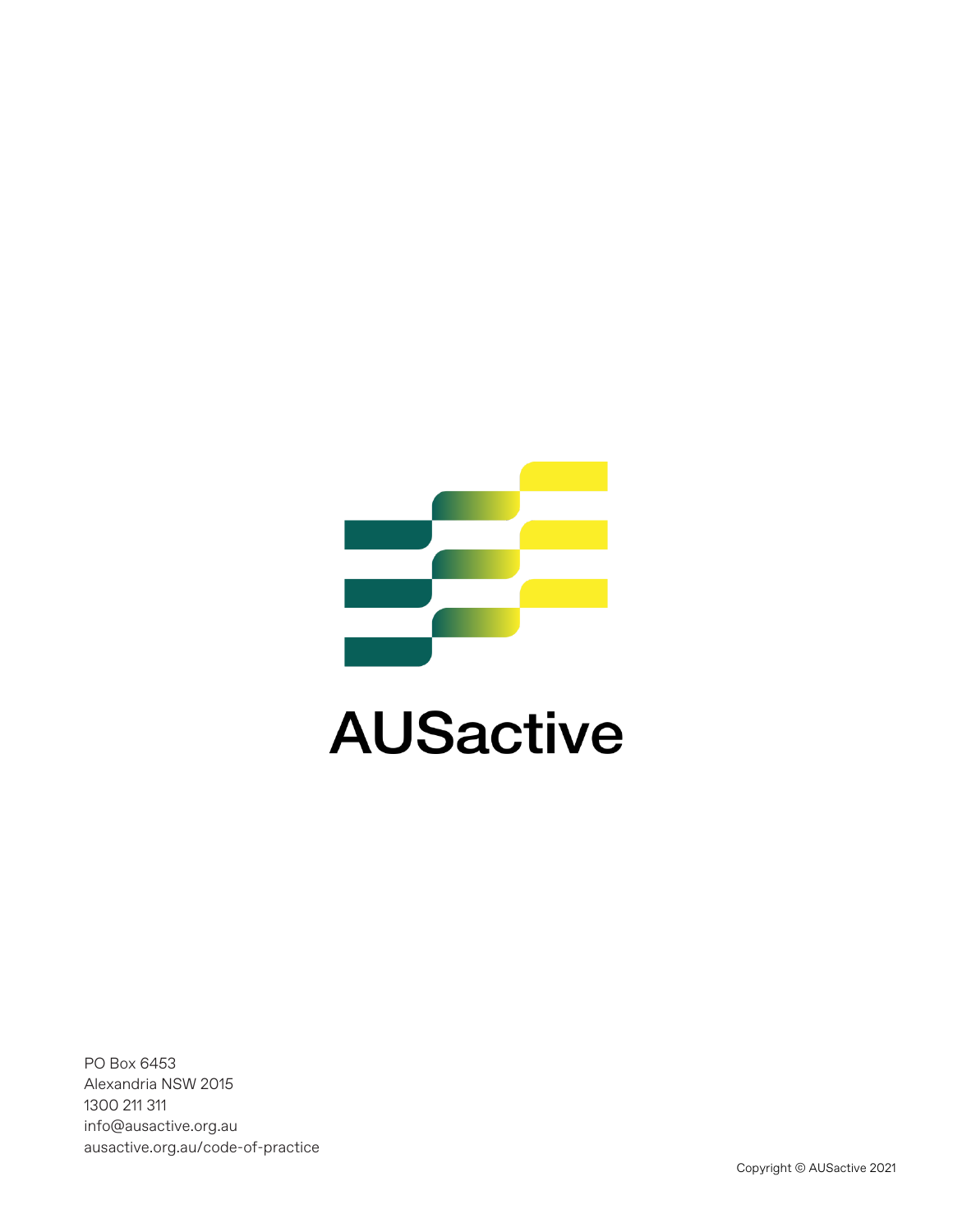AUSactive

PO Box 6453
Alexandria NSW 2015
1300 211 311
info@ausactive.org.au
ausactive.org.au/code-of-practice

Copyright © AUSactive 2021